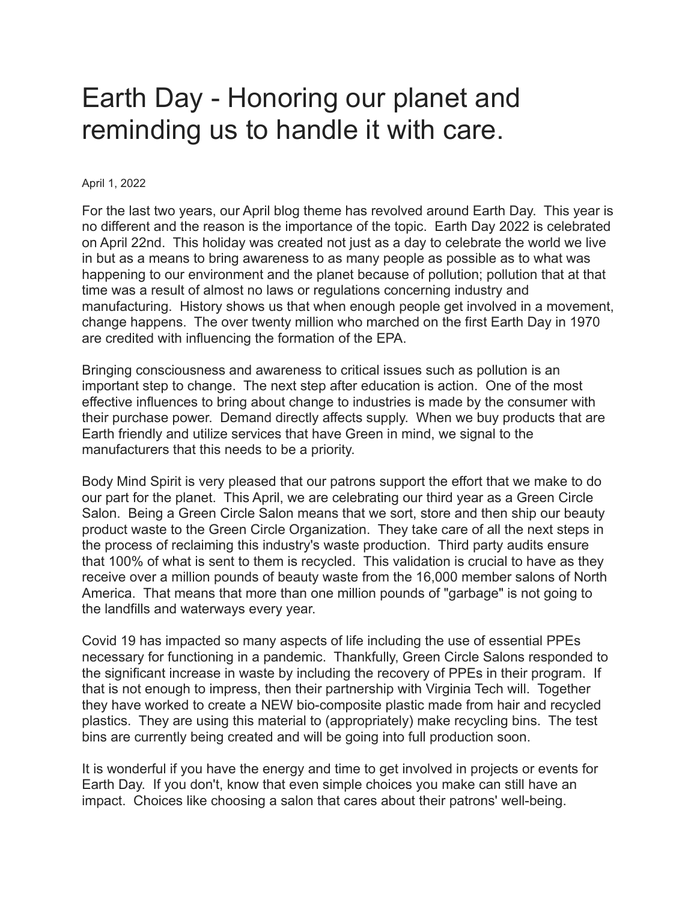# Earth Day - Honoring our planet and reminding us to handle it with care.

April 1, 2022

For the last two years, our April blog theme has revolved around Earth Day. This year is no different and the reason is the importance of the topic. Earth Day 2022 is celebrated on April 22nd. This holiday was created not just as a day to celebrate the world we live in but as a means to bring awareness to as many people as possible as to what was happening to our environment and the planet because of pollution; pollution that at that time was a result of almost no laws or regulations concerning industry and manufacturing. History shows us that when enough people get involved in a movement, change happens. The over twenty million who marched on the first Earth Day in 1970 are credited with influencing the formation of the EPA.

Bringing consciousness and awareness to critical issues such as pollution is an important step to change. The next step after education is action. One of the most effective influences to bring about change to industries is made by the consumer with their purchase power. Demand directly affects supply. When we buy products that are Earth friendly and utilize services that have Green in mind, we signal to the manufacturers that this needs to be a priority.

Body Mind Spirit is very pleased that our patrons support the effort that we make to do our part for the planet. This April, we are celebrating our third year as a Green Circle Salon. Being a Green Circle Salon means that we sort, store and then ship our beauty product waste to the Green Circle Organization. They take care of all the next steps in the process of reclaiming this industry's waste production. Third party audits ensure that 100% of what is sent to them is recycled. This validation is crucial to have as they receive over a million pounds of beauty waste from the 16,000 member salons of North America. That means that more than one million pounds of "garbage" is not going to the landfills and waterways every year.

Covid 19 has impacted so many aspects of life including the use of essential PPEs necessary for functioning in a pandemic. Thankfully, Green Circle Salons responded to the significant increase in waste by including the recovery of PPEs in their program. If that is not enough to impress, then their partnership with Virginia Tech will. Together they have worked to create a NEW bio-composite plastic made from hair and recycled plastics. They are using this material to (appropriately) make recycling bins. The test bins are currently being created and will be going into full production soon.

It is wonderful if you have the energy and time to get involved in projects or events for Earth Day. If you don't, know that even simple choices you make can still have an impact. Choices like choosing a salon that cares about their patrons' well-being.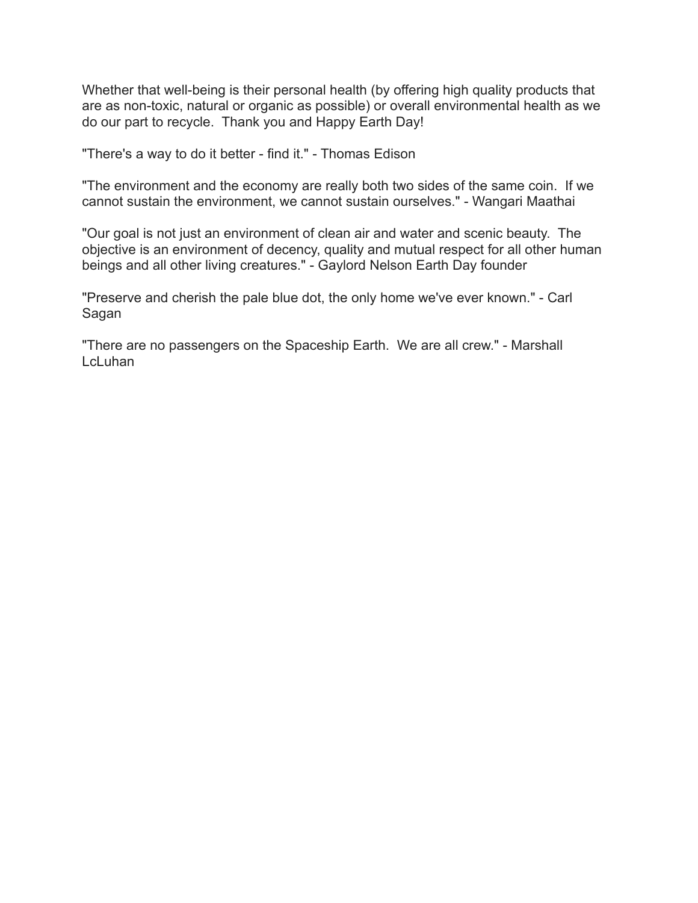Whether that well-being is their personal health (by offering high quality products that are as non-toxic, natural or organic as possible) or overall environmental health as we do our part to recycle.  Thank you and Happy Earth Day!

"There's a way to do it better - find it." - Thomas Edison

"The environment and the economy are really both two sides of the same coin.  If we cannot sustain the environment, we cannot sustain ourselves." - Wangari Maathai

"Our goal is not just an environment of clean air and water and scenic beauty.  The objective is an environment of decency, quality and mutual respect for all other human beings and all other living creatures." - Gaylord Nelson Earth Day founder

"Preserve and cherish the pale blue dot, the only home we've ever known." - Carl Sagan

"There are no passengers on the Spaceship Earth.  We are all crew." - Marshall LcLuhan